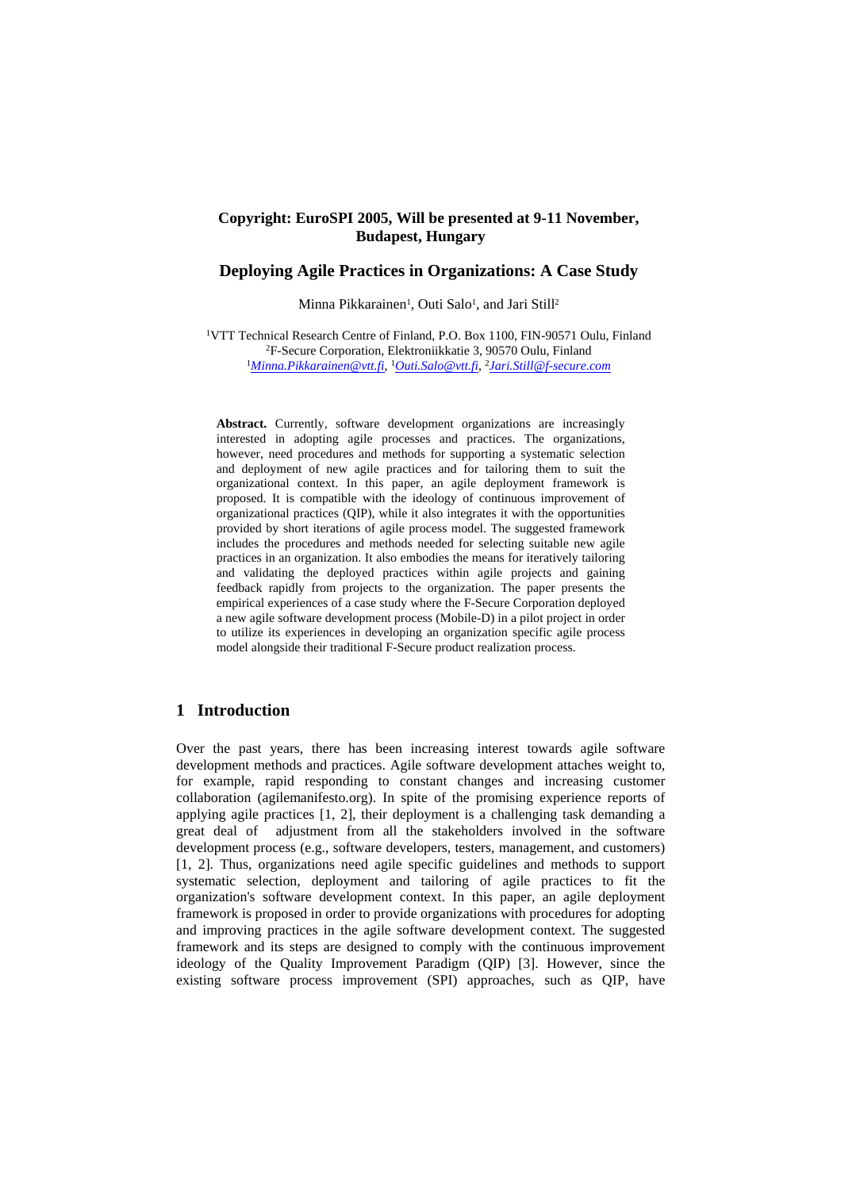**Copyright: EuroSPI 2005, Will be presented at 9-11 November, Budapest, Hungary**

# Deploying Agile Practices in Organizations: A Case Study

Minna Pikkarainen[1], Outi Salo[1], and Jari Still[2]

[1]VTT Technical Research Centre of Finland, P.O. Box 1100, FIN-90571 Oulu, Finland
[2]F-Secure Corporation, Elektroniikkatie 3, 90570 Oulu, Finland
[1]*Minna.Pikkarainen@vtt.fi*, [1]*Outi.Salo@vtt.fi*, [2]*Jari.Still@f-secure.com*

**Abstract.** Currently, software development organizations are increasingly interested in adopting agile processes and practices. The organizations, however, need procedures and methods for supporting a systematic selection and deployment of new agile practices and for tailoring them to suit the organizational context. In this paper, an agile deployment framework is proposed. It is compatible with the ideology of continuous improvement of organizational practices (QIP), while it also integrates it with the opportunities provided by short iterations of agile process model. The suggested framework includes the procedures and methods needed for selecting suitable new agile practices in an organization. It also embodies the means for iteratively tailoring and validating the deployed practices within agile projects and gaining feedback rapidly from projects to the organization. The paper presents the empirical experiences of a case study where the F-Secure Corporation deployed a new agile software development process (Mobile-D) in a pilot project in order to utilize its experiences in developing an organization specific agile process model alongside their traditional F-Secure product realization process.

## 1 Introduction

Over the past years, there has been increasing interest towards agile software development methods and practices. Agile software development attaches weight to, for example, rapid responding to constant changes and increasing customer collaboration (agilemanifesto.org). In spite of the promising experience reports of applying agile practices [1, 2], their deployment is a challenging task demanding a great deal of adjustment from all the stakeholders involved in the software development process (e.g., software developers, testers, management, and customers) [1, 2]. Thus, organizations need agile specific guidelines and methods to support systematic selection, deployment and tailoring of agile practices to fit the organization's software development context. In this paper, an agile deployment framework is proposed in order to provide organizations with procedures for adopting and improving practices in the agile software development context. The suggested framework and its steps are designed to comply with the continuous improvement ideology of the Quality Improvement Paradigm (QIP) [3]. However, since the existing software process improvement (SPI) approaches, such as QIP, have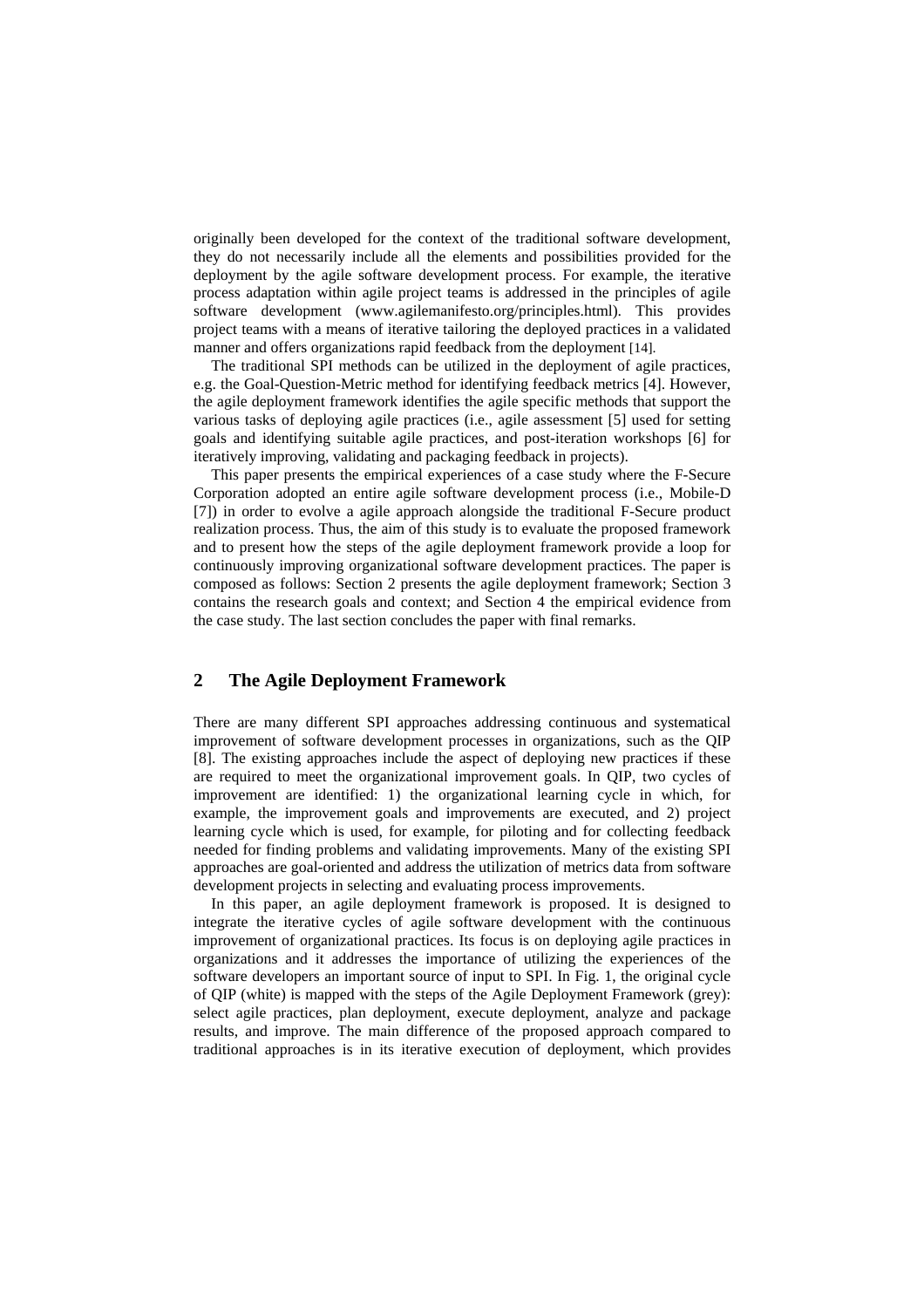originally been developed for the context of the traditional software development, they do not necessarily include all the elements and possibilities provided for the deployment by the agile software development process. For example, the iterative process adaptation within agile project teams is addressed in the principles of agile software development (www.agilemanifesto.org/principles.html). This provides project teams with a means of iterative tailoring the deployed practices in a validated manner and offers organizations rapid feedback from the deployment [14].

The traditional SPI methods can be utilized in the deployment of agile practices, e.g. the Goal-Question-Metric method for identifying feedback metrics [4]. However, the agile deployment framework identifies the agile specific methods that support the various tasks of deploying agile practices (i.e., agile assessment [5] used for setting goals and identifying suitable agile practices, and post-iteration workshops [6] for iteratively improving, validating and packaging feedback in projects).

This paper presents the empirical experiences of a case study where the F-Secure Corporation adopted an entire agile software development process (i.e., Mobile-D [7]) in order to evolve a agile approach alongside the traditional F-Secure product realization process. Thus, the aim of this study is to evaluate the proposed framework and to present how the steps of the agile deployment framework provide a loop for continuously improving organizational software development practices. The paper is composed as follows: Section 2 presents the agile deployment framework; Section 3 contains the research goals and context; and Section 4 the empirical evidence from the case study. The last section concludes the paper with final remarks.

## 2 The Agile Deployment Framework

There are many different SPI approaches addressing continuous and systematical improvement of software development processes in organizations, such as the QIP [8]. The existing approaches include the aspect of deploying new practices if these are required to meet the organizational improvement goals. In QIP, two cycles of improvement are identified: 1) the organizational learning cycle in which, for example, the improvement goals and improvements are executed, and 2) project learning cycle which is used, for example, for piloting and for collecting feedback needed for finding problems and validating improvements. Many of the existing SPI approaches are goal-oriented and address the utilization of metrics data from software development projects in selecting and evaluating process improvements.

In this paper, an agile deployment framework is proposed. It is designed to integrate the iterative cycles of agile software development with the continuous improvement of organizational practices. Its focus is on deploying agile practices in organizations and it addresses the importance of utilizing the experiences of the software developers an important source of input to SPI. In Fig. 1, the original cycle of QIP (white) is mapped with the steps of the Agile Deployment Framework (grey): select agile practices, plan deployment, execute deployment, analyze and package results, and improve. The main difference of the proposed approach compared to traditional approaches is in its iterative execution of deployment, which provides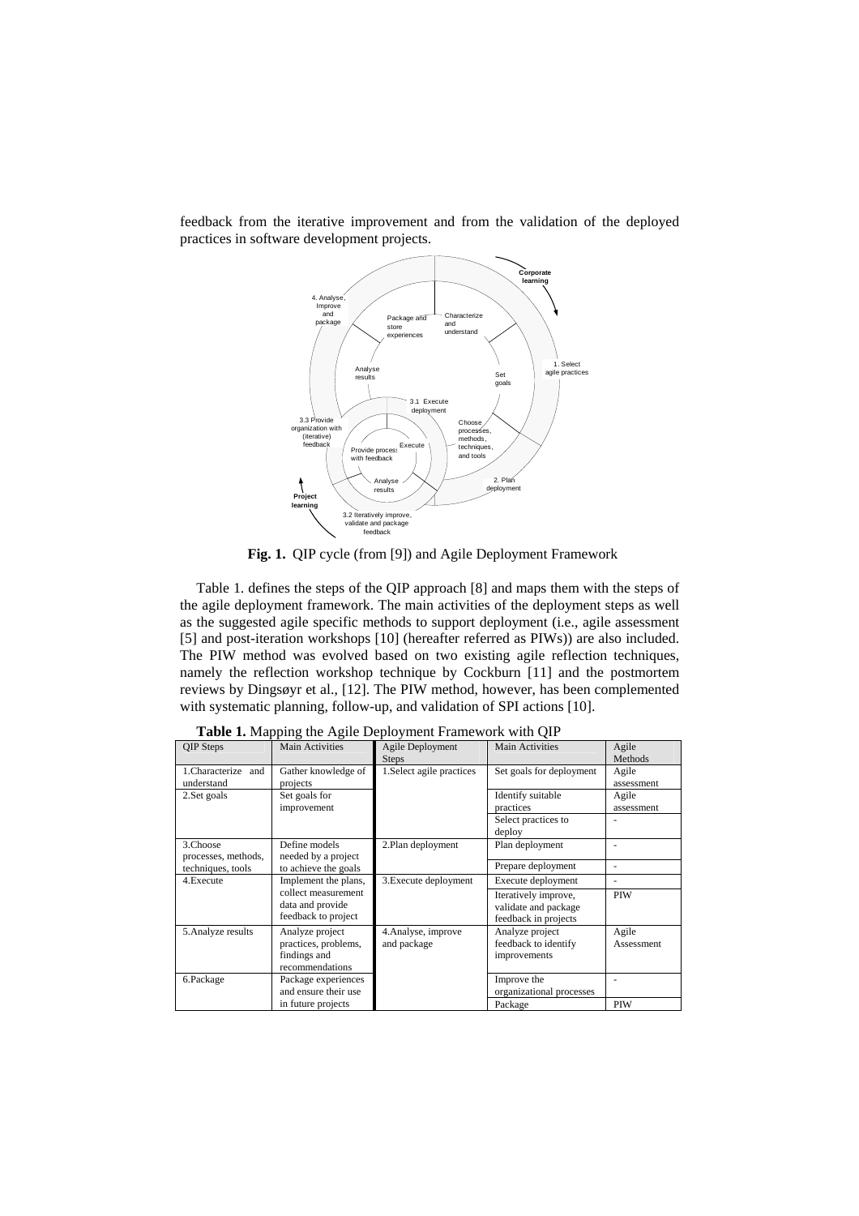feedback from the iterative improvement and from the validation of the deployed practices in software development projects.

**Fig. 1.** QIP cycle (from [9]) and Agile Deployment Framework

Table 1. defines the steps of the QIP approach [8] and maps them with the steps of the agile deployment framework. The main activities of the deployment steps as well as the suggested agile specific methods to support deployment (i.e., agile assessment [5] and post-iteration workshops [10] (hereafter referred as PIWs)) are also included. The PIW method was evolved based on two existing agile reflection techniques, namely the reflection workshop technique by Cockburn [11] and the postmortem reviews by Dingsøyr et al., [12]. The PIW method, however, has been complemented with systematic planning, follow-up, and validation of SPI actions [10].

**Table 1.** Mapping the Agile Deployment Framework with QIP

| QIP Steps | Main Activities | Agile Deployment Steps | Main Activities | Agile Methods |
|---|---|---|---|---|
| 1.Characterize and understand | Gather knowledge of projects | 1.Select agile practices | Set goals for deployment | Agile assessment |
| 2.Set goals | Set goals for improvement | | Identify suitable practices | Agile assessment |
| | | | Select practices to deploy | - |
| 3.Choose processes, methods, techniques, tools | Define models needed by a project to achieve the goals | 2.Plan deployment | Plan deployment | - |
| | | | Prepare deployment | - |
| 4.Execute | Implement the plans, collect measurement data and provide feedback to project | 3.Execute deployment | Execute deployment | - |
| | | | Iteratively improve, validate and package feedback in projects | PIW |
| 5.Analyze results | Analyze project practices, problems, findings and recommendations | 4.Analyse, improve and package | Analyze project feedback to identify improvements | Agile Assessment |
| 6.Package | Package experiences and ensure their use in future projects | | Improve the organizational processes | - |
| | | | Package | PIW |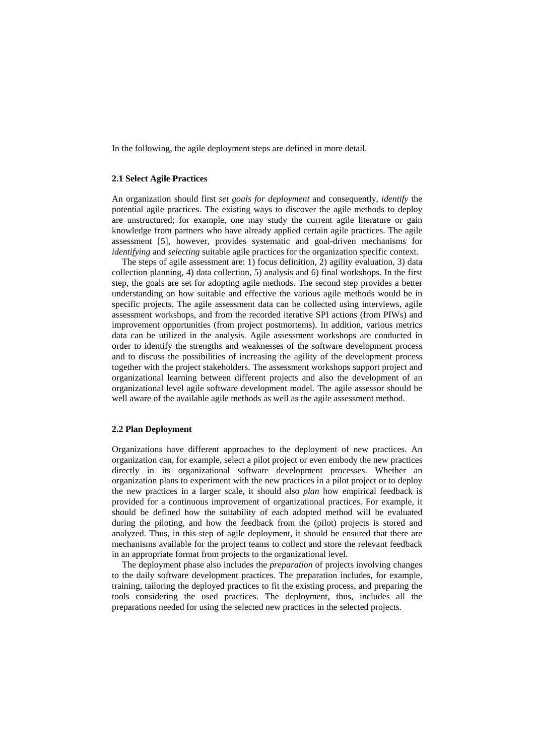In the following, the agile deployment steps are defined in more detail.

### 2.1 Select Agile Practices

An organization should first *set goals for deployment* and consequently, *identify* the potential agile practices. The existing ways to discover the agile methods to deploy are unstructured; for example, one may study the current agile literature or gain knowledge from partners who have already applied certain agile practices. The agile assessment [5], however, provides systematic and goal-driven mechanisms for *identifying* and *selecting* suitable agile practices for the organization specific context.

The steps of agile assessment are: 1) focus definition, 2) agility evaluation, 3) data collection planning, 4) data collection, 5) analysis and 6) final workshops. In the first step, the goals are set for adopting agile methods. The second step provides a better understanding on how suitable and effective the various agile methods would be in specific projects. The agile assessment data can be collected using interviews, agile assessment workshops, and from the recorded iterative SPI actions (from PIWs) and improvement opportunities (from project postmortems). In addition, various metrics data can be utilized in the analysis. Agile assessment workshops are conducted in order to identify the strengths and weaknesses of the software development process and to discuss the possibilities of increasing the agility of the development process together with the project stakeholders. The assessment workshops support project and organizational learning between different projects and also the development of an organizational level agile software development model. The agile assessor should be well aware of the available agile methods as well as the agile assessment method.

### 2.2 Plan Deployment

Organizations have different approaches to the deployment of new practices. An organization can, for example, select a pilot project or even embody the new practices directly in its organizational software development processes. Whether an organization plans to experiment with the new practices in a pilot project or to deploy the new practices in a larger scale, it should also *plan* how empirical feedback is provided for a continuous improvement of organizational practices. For example, it should be defined how the suitability of each adopted method will be evaluated during the piloting, and how the feedback from the (pilot) projects is stored and analyzed. Thus, in this step of agile deployment, it should be ensured that there are mechanisms available for the project teams to collect and store the relevant feedback in an appropriate format from projects to the organizational level.

The deployment phase also includes the *preparation* of projects involving changes to the daily software development practices. The preparation includes, for example, training, tailoring the deployed practices to fit the existing process, and preparing the tools considering the used practices. The deployment, thus, includes all the preparations needed for using the selected new practices in the selected projects.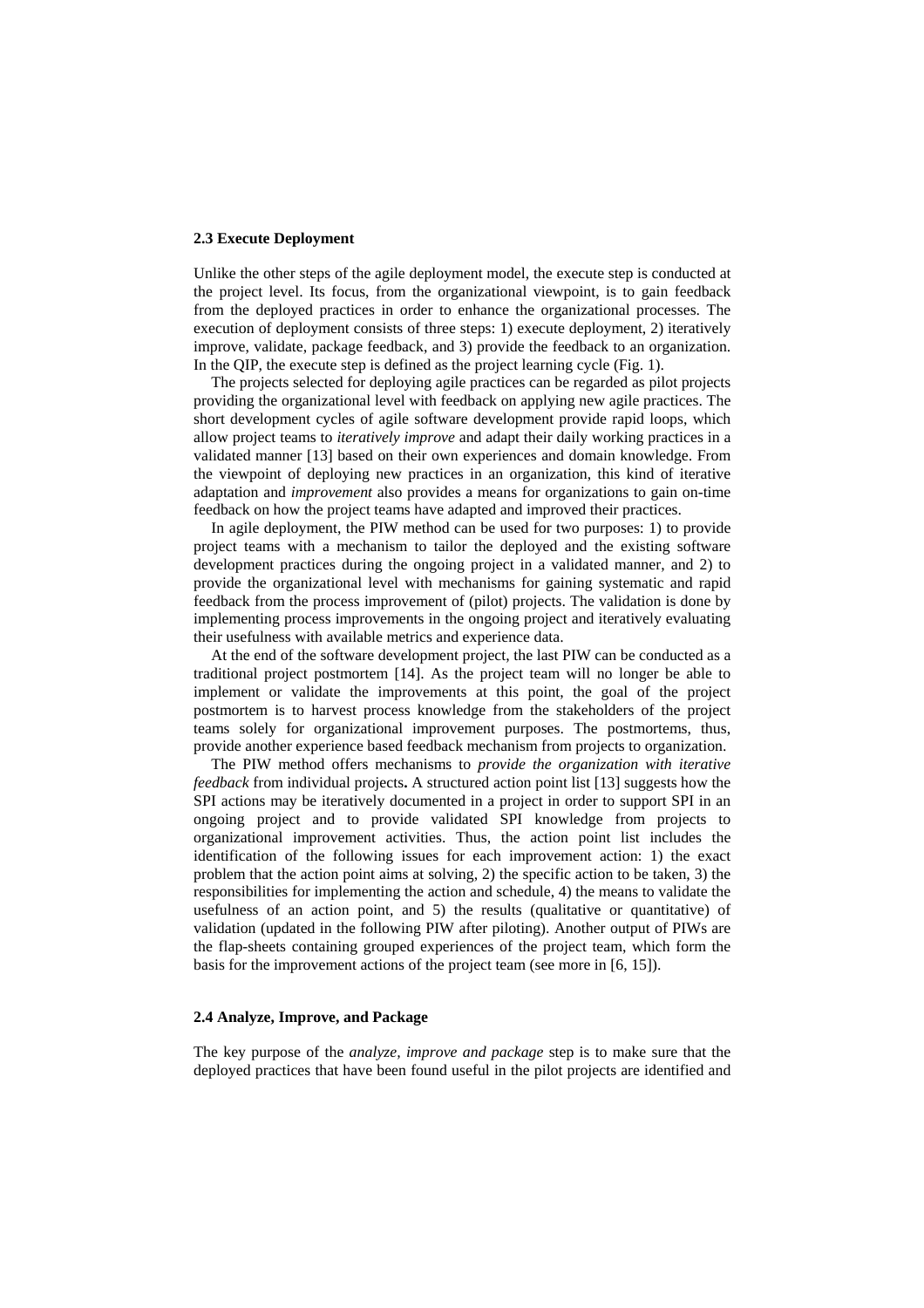### 2.3 Execute Deployment

Unlike the other steps of the agile deployment model, the execute step is conducted at the project level. Its focus, from the organizational viewpoint, is to gain feedback from the deployed practices in order to enhance the organizational processes. The execution of deployment consists of three steps: 1) execute deployment, 2) iteratively improve, validate, package feedback, and 3) provide the feedback to an organization. In the QIP, the execute step is defined as the project learning cycle (Fig. 1).

The projects selected for deploying agile practices can be regarded as pilot projects providing the organizational level with feedback on applying new agile practices. The short development cycles of agile software development provide rapid loops, which allow project teams to *iteratively improve* and adapt their daily working practices in a validated manner [13] based on their own experiences and domain knowledge. From the viewpoint of deploying new practices in an organization, this kind of iterative adaptation and *improvement* also provides a means for organizations to gain on-time feedback on how the project teams have adapted and improved their practices.

In agile deployment, the PIW method can be used for two purposes: 1) to provide project teams with a mechanism to tailor the deployed and the existing software development practices during the ongoing project in a validated manner, and 2) to provide the organizational level with mechanisms for gaining systematic and rapid feedback from the process improvement of (pilot) projects. The validation is done by implementing process improvements in the ongoing project and iteratively evaluating their usefulness with available metrics and experience data.

At the end of the software development project, the last PIW can be conducted as a traditional project postmortem [14]. As the project team will no longer be able to implement or validate the improvements at this point, the goal of the project postmortem is to harvest process knowledge from the stakeholders of the project teams solely for organizational improvement purposes. The postmortems, thus, provide another experience based feedback mechanism from projects to organization.

The PIW method offers mechanisms to *provide the organization with iterative feedback* from individual projects**.** A structured action point list [13] suggests how the SPI actions may be iteratively documented in a project in order to support SPI in an ongoing project and to provide validated SPI knowledge from projects to organizational improvement activities. Thus, the action point list includes the identification of the following issues for each improvement action: 1) the exact problem that the action point aims at solving, 2) the specific action to be taken, 3) the responsibilities for implementing the action and schedule, 4) the means to validate the usefulness of an action point, and 5) the results (qualitative or quantitative) of validation (updated in the following PIW after piloting). Another output of PIWs are the flap-sheets containing grouped experiences of the project team, which form the basis for the improvement actions of the project team (see more in [6, 15]).

### 2.4 Analyze, Improve, and Package

The key purpose of the *analyze, improve and package* step is to make sure that the deployed practices that have been found useful in the pilot projects are identified and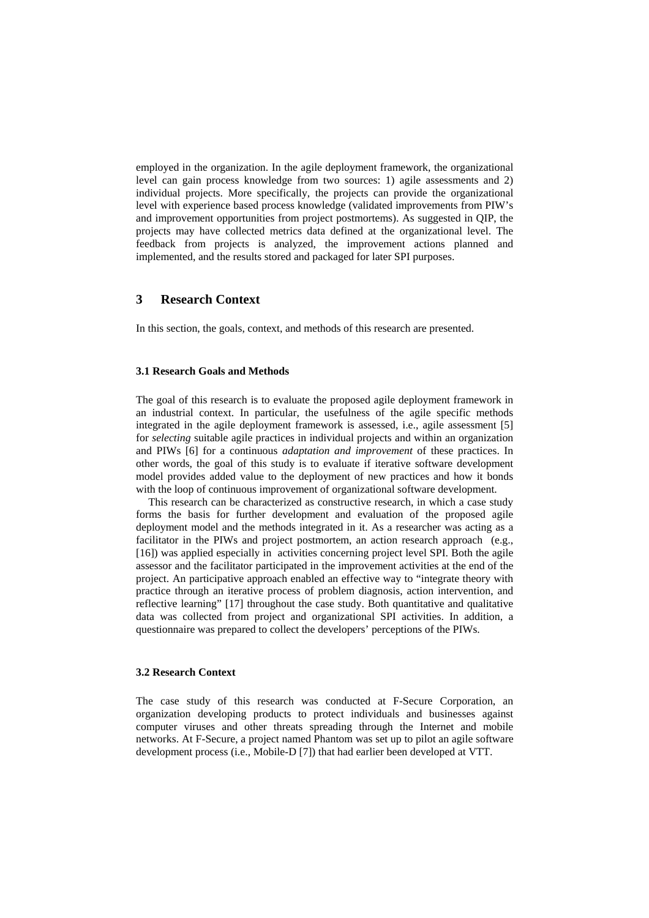employed in the organization. In the agile deployment framework, the organizational level can gain process knowledge from two sources: 1) agile assessments and 2) individual projects. More specifically, the projects can provide the organizational level with experience based process knowledge (validated improvements from PIW's and improvement opportunities from project postmortems). As suggested in QIP, the projects may have collected metrics data defined at the organizational level. The feedback from projects is analyzed, the improvement actions planned and implemented, and the results stored and packaged for later SPI purposes.

## 3 Research Context

In this section, the goals, context, and methods of this research are presented.

### 3.1 Research Goals and Methods

The goal of this research is to evaluate the proposed agile deployment framework in an industrial context. In particular, the usefulness of the agile specific methods integrated in the agile deployment framework is assessed, i.e., agile assessment [5] for *selecting* suitable agile practices in individual projects and within an organization and PIWs [6] for a continuous *adaptation and improvement* of these practices. In other words, the goal of this study is to evaluate if iterative software development model provides added value to the deployment of new practices and how it bonds with the loop of continuous improvement of organizational software development.

This research can be characterized as constructive research, in which a case study forms the basis for further development and evaluation of the proposed agile deployment model and the methods integrated in it. As a researcher was acting as a facilitator in the PIWs and project postmortem, an action research approach (e.g., [16]) was applied especially in activities concerning project level SPI. Both the agile assessor and the facilitator participated in the improvement activities at the end of the project. An participative approach enabled an effective way to "integrate theory with practice through an iterative process of problem diagnosis, action intervention, and reflective learning" [17] throughout the case study. Both quantitative and qualitative data was collected from project and organizational SPI activities. In addition, a questionnaire was prepared to collect the developers' perceptions of the PIWs.

### 3.2 Research Context

The case study of this research was conducted at F-Secure Corporation, an organization developing products to protect individuals and businesses against computer viruses and other threats spreading through the Internet and mobile networks. At F-Secure, a project named Phantom was set up to pilot an agile software development process (i.e., Mobile-D [7]) that had earlier been developed at VTT.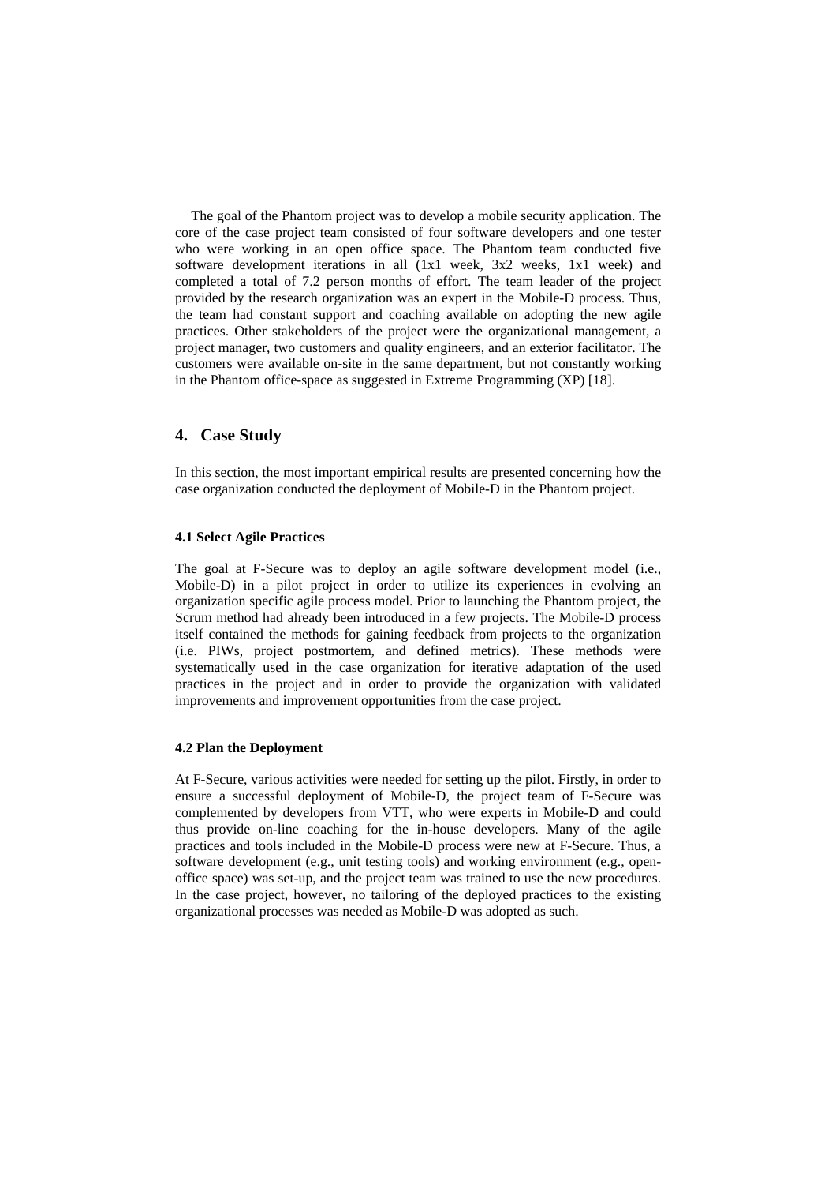The goal of the Phantom project was to develop a mobile security application. The core of the case project team consisted of four software developers and one tester who were working in an open office space. The Phantom team conducted five software development iterations in all (1x1 week, 3x2 weeks, 1x1 week) and completed a total of 7.2 person months of effort. The team leader of the project provided by the research organization was an expert in the Mobile-D process. Thus, the team had constant support and coaching available on adopting the new agile practices. Other stakeholders of the project were the organizational management, a project manager, two customers and quality engineers, and an exterior facilitator. The customers were available on-site in the same department, but not constantly working in the Phantom office-space as suggested in Extreme Programming (XP) [18].

## 4. Case Study

In this section, the most important empirical results are presented concerning how the case organization conducted the deployment of Mobile-D in the Phantom project.

### 4.1 Select Agile Practices

The goal at F-Secure was to deploy an agile software development model (i.e., Mobile-D) in a pilot project in order to utilize its experiences in evolving an organization specific agile process model. Prior to launching the Phantom project, the Scrum method had already been introduced in a few projects. The Mobile-D process itself contained the methods for gaining feedback from projects to the organization (i.e. PIWs, project postmortem, and defined metrics). These methods were systematically used in the case organization for iterative adaptation of the used practices in the project and in order to provide the organization with validated improvements and improvement opportunities from the case project.

### 4.2 Plan the Deployment

At F-Secure, various activities were needed for setting up the pilot. Firstly, in order to ensure a successful deployment of Mobile-D, the project team of F-Secure was complemented by developers from VTT, who were experts in Mobile-D and could thus provide on-line coaching for the in-house developers. Many of the agile practices and tools included in the Mobile-D process were new at F-Secure. Thus, a software development (e.g., unit testing tools) and working environment (e.g., open-office space) was set-up, and the project team was trained to use the new procedures. In the case project, however, no tailoring of the deployed practices to the existing organizational processes was needed as Mobile-D was adopted as such.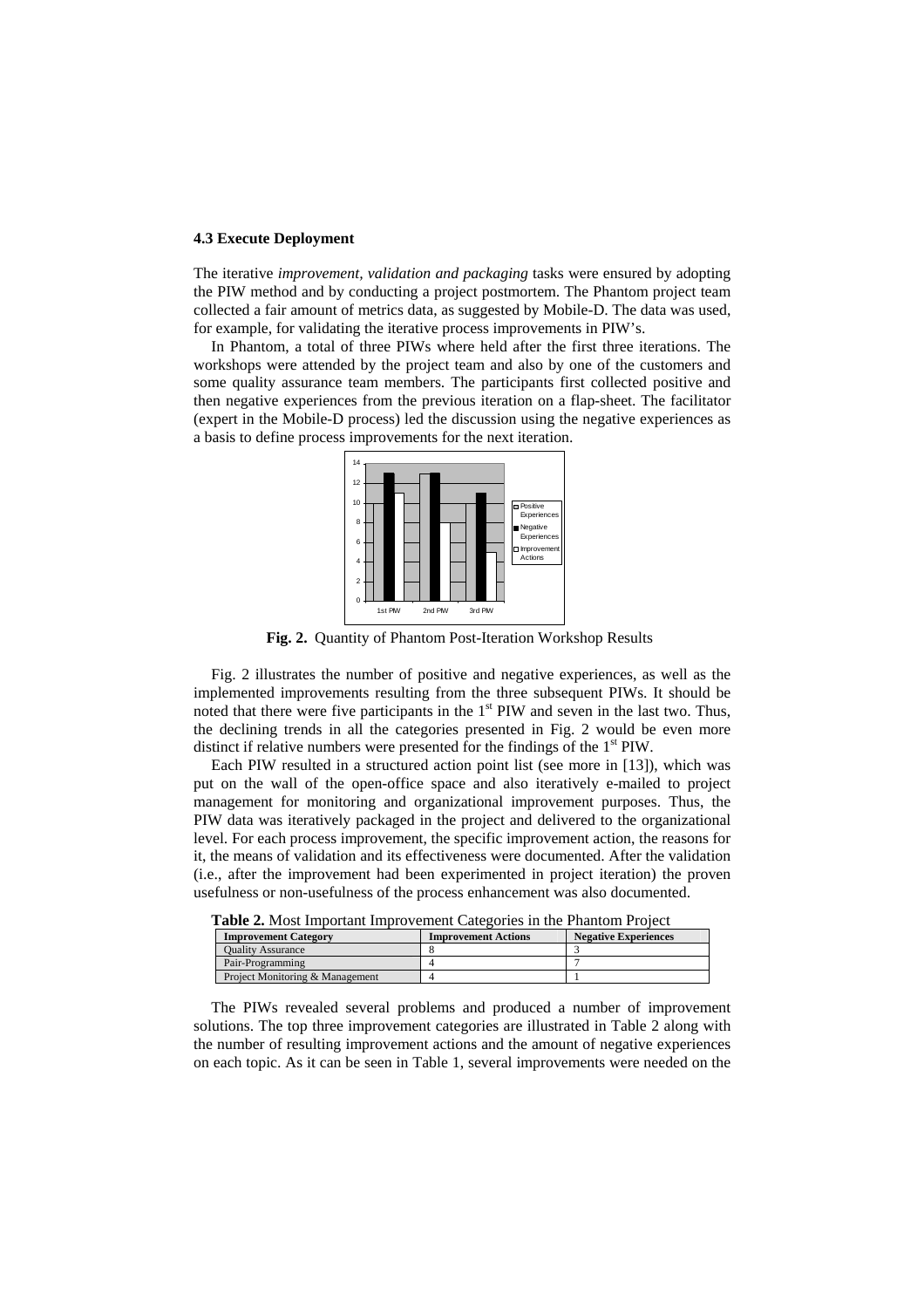### 4.3 Execute Deployment

The iterative *improvement, validation and packaging* tasks were ensured by adopting the PIW method and by conducting a project postmortem. The Phantom project team collected a fair amount of metrics data, as suggested by Mobile-D. The data was used, for example, for validating the iterative process improvements in PIW's.

In Phantom, a total of three PIWs where held after the first three iterations. The workshops were attended by the project team and also by one of the customers and some quality assurance team members. The participants first collected positive and then negative experiences from the previous iteration on a flap-sheet. The facilitator (expert in the Mobile-D process) led the discussion using the negative experiences as a basis to define process improvements for the next iteration.

14
12
10
8
6
4
2
0
1st PIW
2nd PIW
3rd PIW
Positive Experiences
Negative Experiences
Improvement Actions

**Fig. 2.** Quantity of Phantom Post-Iteration Workshop Results

Fig. 2 illustrates the number of positive and negative experiences, as well as the implemented improvements resulting from the three subsequent PIWs. It should be noted that there were five participants in the 1st PIW and seven in the last two. Thus, the declining trends in all the categories presented in Fig. 2 would be even more distinct if relative numbers were presented for the findings of the 1st PIW.

Each PIW resulted in a structured action point list (see more in [13]), which was put on the wall of the open-office space and also iteratively e-mailed to project management for monitoring and organizational improvement purposes. Thus, the PIW data was iteratively packaged in the project and delivered to the organizational level. For each process improvement, the specific improvement action, the reasons for it, the means of validation and its effectiveness were documented. After the validation (i.e., after the improvement had been experimented in project iteration) the proven usefulness or non-usefulness of the process enhancement was also documented.

**Table 2.** Most Important Improvement Categories in the Phantom Project

| Improvement Category | Improvement Actions | Negative Experiences |
|---|---|---|
| Quality Assurance | 8 | 3 |
| Pair-Programming | 4 | 7 |
| Project Monitoring & Management | 4 | 1 |

The PIWs revealed several problems and produced a number of improvement solutions. The top three improvement categories are illustrated in Table 2 along with the number of resulting improvement actions and the amount of negative experiences on each topic. As it can be seen in Table 1, several improvements were needed on the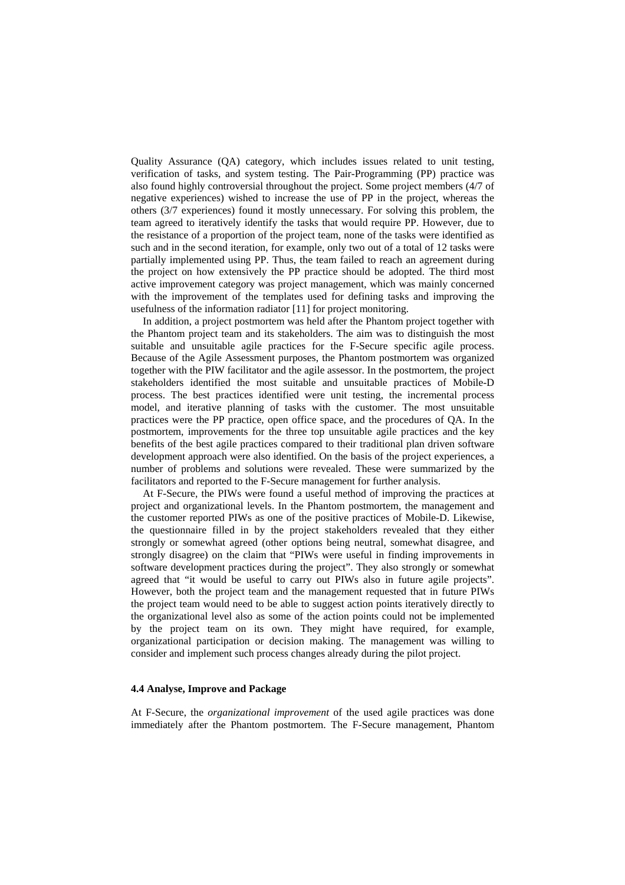Quality Assurance (QA) category, which includes issues related to unit testing, verification of tasks, and system testing. The Pair-Programming (PP) practice was also found highly controversial throughout the project. Some project members (4/7 of negative experiences) wished to increase the use of PP in the project, whereas the others (3/7 experiences) found it mostly unnecessary. For solving this problem, the team agreed to iteratively identify the tasks that would require PP. However, due to the resistance of a proportion of the project team, none of the tasks were identified as such and in the second iteration, for example, only two out of a total of 12 tasks were partially implemented using PP. Thus, the team failed to reach an agreement during the project on how extensively the PP practice should be adopted. The third most active improvement category was project management, which was mainly concerned with the improvement of the templates used for defining tasks and improving the usefulness of the information radiator [11] for project monitoring.

In addition, a project postmortem was held after the Phantom project together with the Phantom project team and its stakeholders. The aim was to distinguish the most suitable and unsuitable agile practices for the F-Secure specific agile process. Because of the Agile Assessment purposes, the Phantom postmortem was organized together with the PIW facilitator and the agile assessor. In the postmortem, the project stakeholders identified the most suitable and unsuitable practices of Mobile-D process. The best practices identified were unit testing, the incremental process model, and iterative planning of tasks with the customer. The most unsuitable practices were the PP practice, open office space, and the procedures of QA. In the postmortem, improvements for the three top unsuitable agile practices and the key benefits of the best agile practices compared to their traditional plan driven software development approach were also identified. On the basis of the project experiences, a number of problems and solutions were revealed. These were summarized by the facilitators and reported to the F-Secure management for further analysis.

At F-Secure, the PIWs were found a useful method of improving the practices at project and organizational levels. In the Phantom postmortem, the management and the customer reported PIWs as one of the positive practices of Mobile-D. Likewise, the questionnaire filled in by the project stakeholders revealed that they either strongly or somewhat agreed (other options being neutral, somewhat disagree, and strongly disagree) on the claim that "PIWs were useful in finding improvements in software development practices during the project". They also strongly or somewhat agreed that "it would be useful to carry out PIWs also in future agile projects". However, both the project team and the management requested that in future PIWs the project team would need to be able to suggest action points iteratively directly to the organizational level also as some of the action points could not be implemented by the project team on its own. They might have required, for example, organizational participation or decision making. The management was willing to consider and implement such process changes already during the pilot project.

#### 4.4 Analyse, Improve and Package

At F-Secure, the *organizational improvement* of the used agile practices was done immediately after the Phantom postmortem. The F-Secure management, Phantom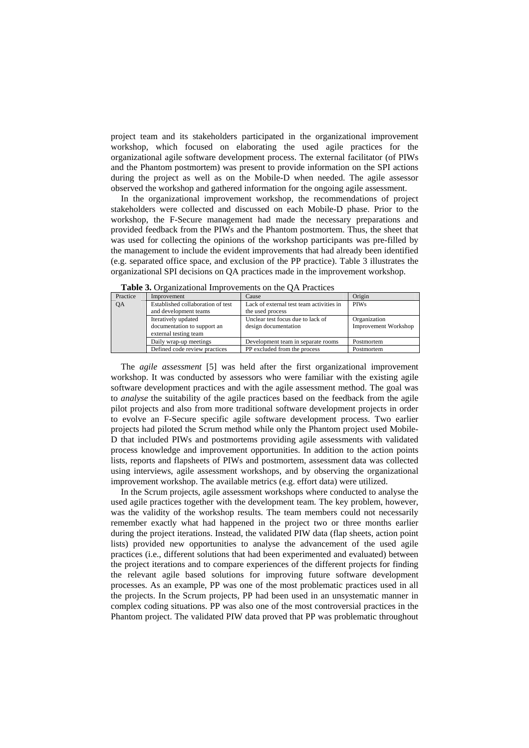project team and its stakeholders participated in the organizational improvement workshop, which focused on elaborating the used agile practices for the organizational agile software development process. The external facilitator (of PIWs and the Phantom postmortem) was present to provide information on the SPI actions during the project as well as on the Mobile-D when needed. The agile assessor observed the workshop and gathered information for the ongoing agile assessment.

In the organizational improvement workshop, the recommendations of project stakeholders were collected and discussed on each Mobile-D phase. Prior to the workshop, the F-Secure management had made the necessary preparations and provided feedback from the PIWs and the Phantom postmortem. Thus, the sheet that was used for collecting the opinions of the workshop participants was pre-filled by the management to include the evident improvements that had already been identified (e.g. separated office space, and exclusion of the PP practice). Table 3 illustrates the organizational SPI decisions on QA practices made in the improvement workshop.

**Table 3.** Organizational Improvements on the QA Practices

| Practice | Improvement | Cause | Origin |
|---|---|---|---|
| QA | Established collaboration of test and development teams | Lack of external test team activities in the used process | PIWs |
| | Iteratively updated documentation to support an external testing team | Unclear test focus due to lack of design documentation | Organization Improvement Workshop |
| | Daily wrap-up meetings | Development team in separate rooms | Postmortem |
| | Defined code review practices | PP excluded from the process | Postmortem |

The *agile assessment* [5] was held after the first organizational improvement workshop. It was conducted by assessors who were familiar with the existing agile software development practices and with the agile assessment method. The goal was to *analyse* the suitability of the agile practices based on the feedback from the agile pilot projects and also from more traditional software development projects in order to evolve an F-Secure specific agile software development process. Two earlier projects had piloted the Scrum method while only the Phantom project used Mobile-D that included PIWs and postmortems providing agile assessments with validated process knowledge and improvement opportunities. In addition to the action points lists, reports and flapsheets of PIWs and postmortem, assessment data was collected using interviews, agile assessment workshops, and by observing the organizational improvement workshop. The available metrics (e.g. effort data) were utilized.

In the Scrum projects, agile assessment workshops where conducted to analyse the used agile practices together with the development team. The key problem, however, was the validity of the workshop results. The team members could not necessarily remember exactly what had happened in the project two or three months earlier during the project iterations. Instead, the validated PIW data (flap sheets, action point lists) provided new opportunities to analyse the advancement of the used agile practices (i.e., different solutions that had been experimented and evaluated) between the project iterations and to compare experiences of the different projects for finding the relevant agile based solutions for improving future software development processes. As an example, PP was one of the most problematic practices used in all the projects. In the Scrum projects, PP had been used in an unsystematic manner in complex coding situations. PP was also one of the most controversial practices in the Phantom project. The validated PIW data proved that PP was problematic throughout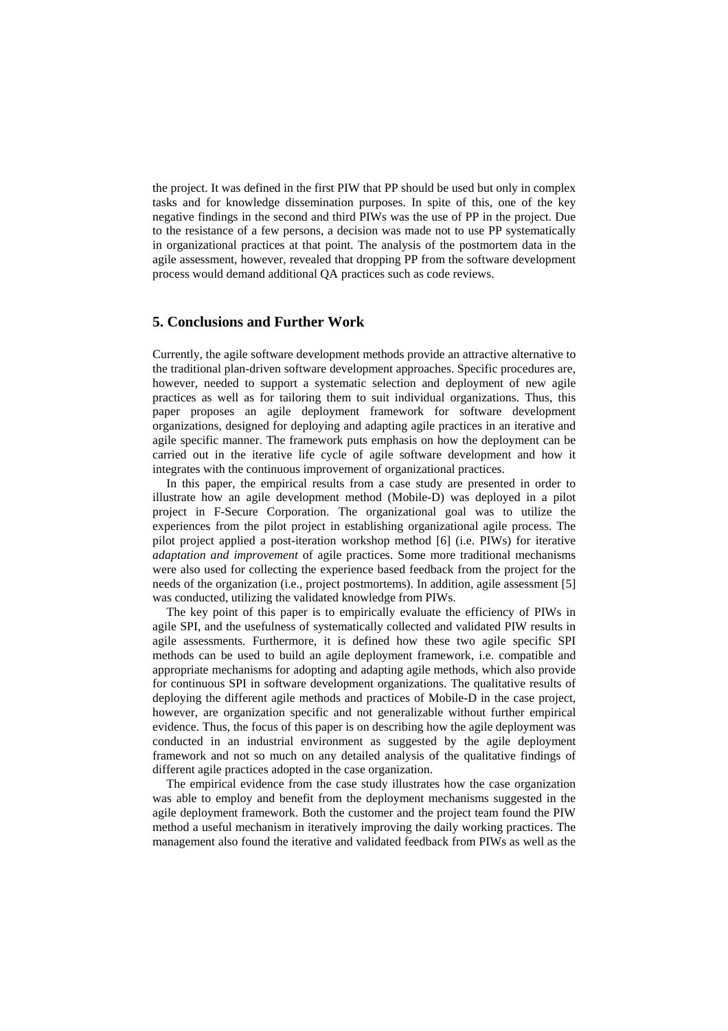the project. It was defined in the first PIW that PP should be used but only in complex tasks and for knowledge dissemination purposes. In spite of this, one of the key negative findings in the second and third PIWs was the use of PP in the project. Due to the resistance of a few persons, a decision was made not to use PP systematically in organizational practices at that point. The analysis of the postmortem data in the agile assessment, however, revealed that dropping PP from the software development process would demand additional QA practices such as code reviews.

## 5. Conclusions and Further Work

Currently, the agile software development methods provide an attractive alternative to the traditional plan-driven software development approaches. Specific procedures are, however, needed to support a systematic selection and deployment of new agile practices as well as for tailoring them to suit individual organizations. Thus, this paper proposes an agile deployment framework for software development organizations, designed for deploying and adapting agile practices in an iterative and agile specific manner. The framework puts emphasis on how the deployment can be carried out in the iterative life cycle of agile software development and how it integrates with the continuous improvement of organizational practices.

In this paper, the empirical results from a case study are presented in order to illustrate how an agile development method (Mobile-D) was deployed in a pilot project in F-Secure Corporation. The organizational goal was to utilize the experiences from the pilot project in establishing organizational agile process. The pilot project applied a post-iteration workshop method [6] (i.e. PIWs) for iterative *adaptation and improvement* of agile practices. Some more traditional mechanisms were also used for collecting the experience based feedback from the project for the needs of the organization (i.e., project postmortems). In addition, agile assessment [5] was conducted, utilizing the validated knowledge from PIWs.

The key point of this paper is to empirically evaluate the efficiency of PIWs in agile SPI, and the usefulness of systematically collected and validated PIW results in agile assessments. Furthermore, it is defined how these two agile specific SPI methods can be used to build an agile deployment framework, i.e. compatible and appropriate mechanisms for adopting and adapting agile methods, which also provide for continuous SPI in software development organizations. The qualitative results of deploying the different agile methods and practices of Mobile-D in the case project, however, are organization specific and not generalizable without further empirical evidence. Thus, the focus of this paper is on describing how the agile deployment was conducted in an industrial environment as suggested by the agile deployment framework and not so much on any detailed analysis of the qualitative findings of different agile practices adopted in the case organization.

The empirical evidence from the case study illustrates how the case organization was able to employ and benefit from the deployment mechanisms suggested in the agile deployment framework. Both the customer and the project team found the PIW method a useful mechanism in iteratively improving the daily working practices. The management also found the iterative and validated feedback from PIWs as well as the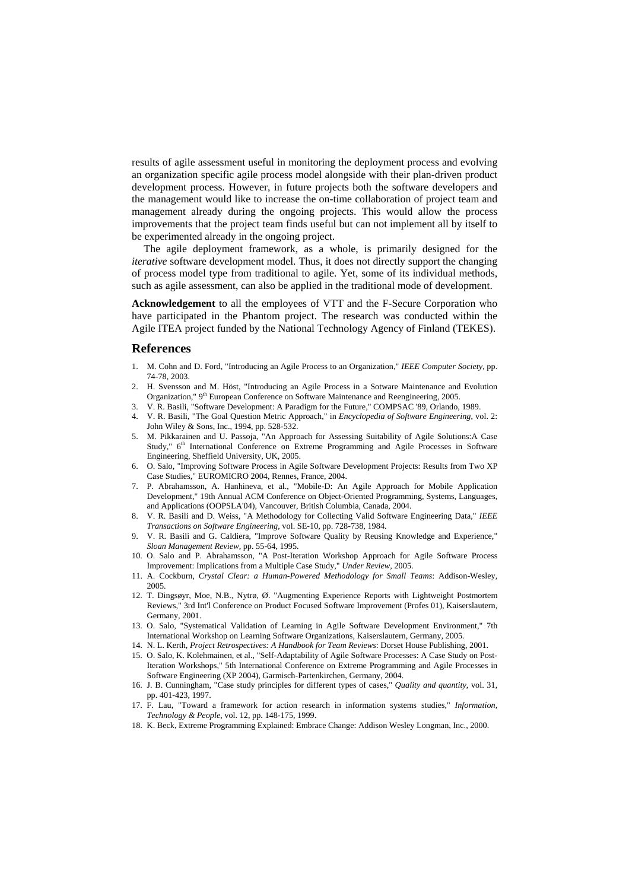results of agile assessment useful in monitoring the deployment process and evolving an organization specific agile process model alongside with their plan-driven product development process. However, in future projects both the software developers and the management would like to increase the on-time collaboration of project team and management already during the ongoing projects. This would allow the process improvements that the project team finds useful but can not implement all by itself to be experimented already in the ongoing project.

The agile deployment framework, as a whole, is primarily designed for the *iterative* software development model. Thus, it does not directly support the changing of process model type from traditional to agile. Yet, some of its individual methods, such as agile assessment, can also be applied in the traditional mode of development.

**Acknowledgement** to all the employees of VTT and the F-Secure Corporation who have participated in the Phantom project. The research was conducted within the Agile ITEA project funded by the National Technology Agency of Finland (TEKES).

## References

1. M. Cohn and D. Ford, "Introducing an Agile Process to an Organization," *IEEE Computer Society*, pp. 74-78, 2003.
2. H. Svensson and M. Höst, "Introducing an Agile Process in a Sotware Maintenance and Evolution Organization," 9th European Conference on Software Maintenance and Reengineering, 2005.
3. V. R. Basili, "Software Development: A Paradigm for the Future," COMPSAC '89, Orlando, 1989.
4. V. R. Basili, "The Goal Question Metric Approach," in *Encyclopedia of Software Engineering*, vol. 2: John Wiley & Sons, Inc., 1994, pp. 528-532.
5. M. Pikkarainen and U. Passoja, "An Approach for Assessing Suitability of Agile Solutions:A Case Study," 6th International Conference on Extreme Programming and Agile Processes in Software Engineering, Sheffield University, UK, 2005.
6. O. Salo, "Improving Software Process in Agile Software Development Projects: Results from Two XP Case Studies," EUROMICRO 2004, Rennes, France, 2004.
7. P. Abrahamsson, A. Hanhineva, et al., "Mobile-D: An Agile Approach for Mobile Application Development," 19th Annual ACM Conference on Object-Oriented Programming, Systems, Languages, and Applications (OOPSLA'04), Vancouver, British Columbia, Canada, 2004.
8. V. R. Basili and D. Weiss, "A Methodology for Collecting Valid Software Engineering Data," *IEEE Transactions on Software Engineering*, vol. SE-10, pp. 728-738, 1984.
9. V. R. Basili and G. Caldiera, "Improve Software Quality by Reusing Knowledge and Experience," *Sloan Management Review*, pp. 55-64, 1995.
10. O. Salo and P. Abrahamsson, "A Post-Iteration Workshop Approach for Agile Software Process Improvement: Implications from a Multiple Case Study," *Under Review*, 2005.
11. A. Cockburn, *Crystal Clear: a Human-Powered Methodology for Small Teams*: Addison-Wesley, 2005.
12. T. Dingsøyr, Moe, N.B., Nytrø, Ø. "Augmenting Experience Reports with Lightweight Postmortem Reviews," 3rd Int'l Conference on Product Focused Software Improvement (Profes 01), Kaiserslautern, Germany, 2001.
13. O. Salo, "Systematical Validation of Learning in Agile Software Development Environment," 7th International Workshop on Learning Software Organizations, Kaiserslautern, Germany, 2005.
14. N. L. Kerth, *Project Retrospectives: A Handbook for Team Reviews*: Dorset House Publishing, 2001.
15. O. Salo, K. Kolehmainen, et al., "Self-Adaptability of Agile Software Processes: A Case Study on Post-Iteration Workshops," 5th International Conference on Extreme Programming and Agile Processes in Software Engineering (XP 2004), Garmisch-Partenkirchen, Germany, 2004.
16. J. B. Cunningham, "Case study principles for different types of cases," *Quality and quantity*, vol. 31, pp. 401-423, 1997.
17. F. Lau, "Toward a framework for action research in information systems studies," *Information, Technology & People*, vol. 12, pp. 148-175, 1999.
18. K. Beck, Extreme Programming Explained: Embrace Change: Addison Wesley Longman, Inc., 2000.